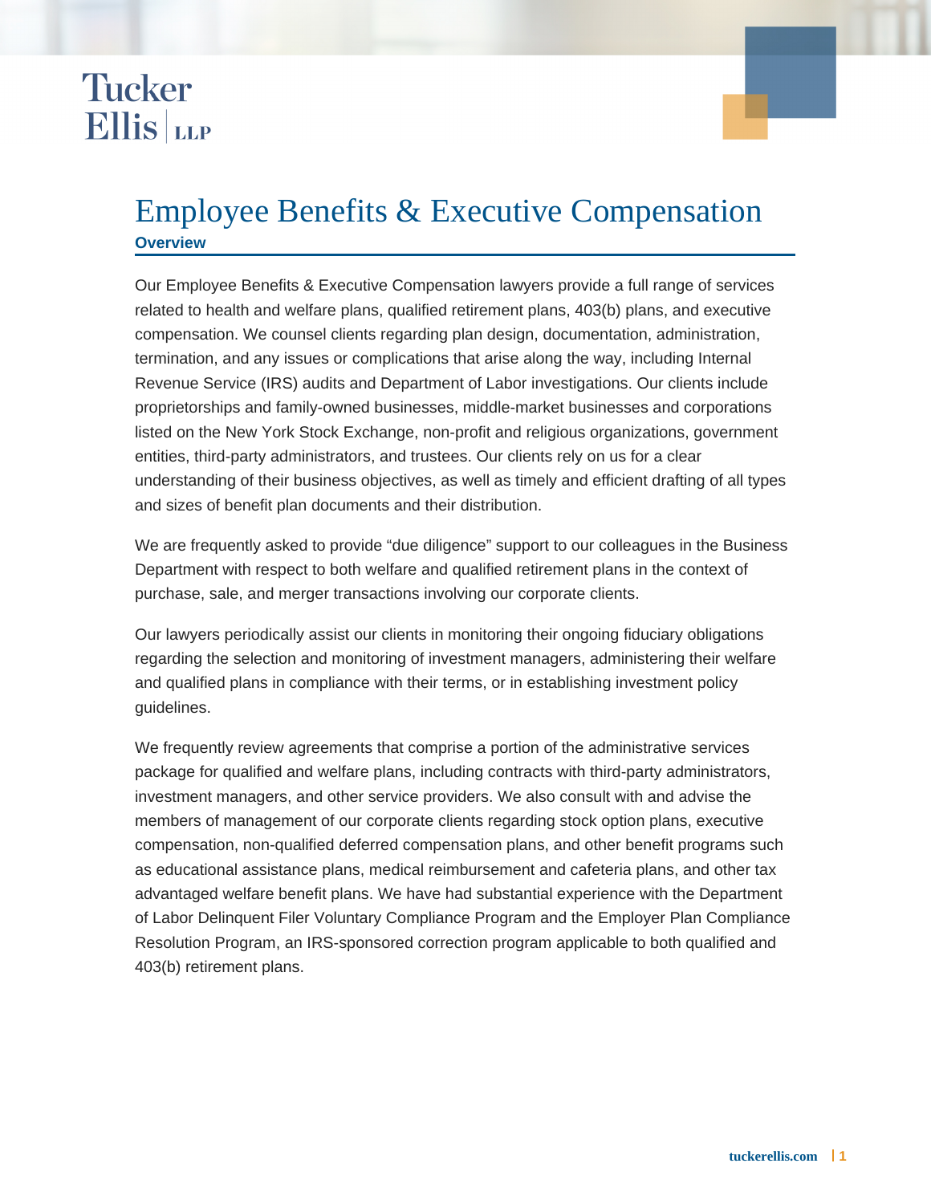Tucker Ellis | LLP

# Employee Benefits & Executive Compensation

## Overview

Our Employee Benefits & Executive Compensation lawyers provide a full range of services related to health and welfare plans, qualified retirement plans, 403(b) plans, and executive compensation. We counsel clients regarding plan design, documentation, administration, termination, and any issues or complications that arise along the way, including Internal Revenue Service (IRS) audits and Department of Labor investigations. Our clients include proprietorships and family-owned businesses, middle-market businesses and corporations listed on the New York Stock Exchange, non-profit and religious organizations, government entities, third-party administrators, and trustees. Our clients rely on us for a clear understanding of their business objectives, as well as timely and efficient drafting of all types and sizes of benefit plan documents and their distribution.

We are frequently asked to provide "due diligence" support to our colleagues in the Business Department with respect to both welfare and qualified retirement plans in the context of purchase, sale, and merger transactions involving our corporate clients.

Our lawyers periodically assist our clients in monitoring their ongoing fiduciary obligations regarding the selection and monitoring of investment managers, administering their welfare and qualified plans in compliance with their terms, or in establishing investment policy guidelines.

We frequently review agreements that comprise a portion of the administrative services package for qualified and welfare plans, including contracts with third-party administrators, investment managers, and other service providers. We also consult with and advise the members of management of our corporate clients regarding stock option plans, executive compensation, non-qualified deferred compensation plans, and other benefit programs such as educational assistance plans, medical reimbursement and cafeteria plans, and other tax advantaged welfare benefit plans. We have had substantial experience with the Department of Labor Delinquent Filer Voluntary Compliance Program and the Employer Plan Compliance Resolution Program, an IRS-sponsored correction program applicable to both qualified and 403(b) retirement plans.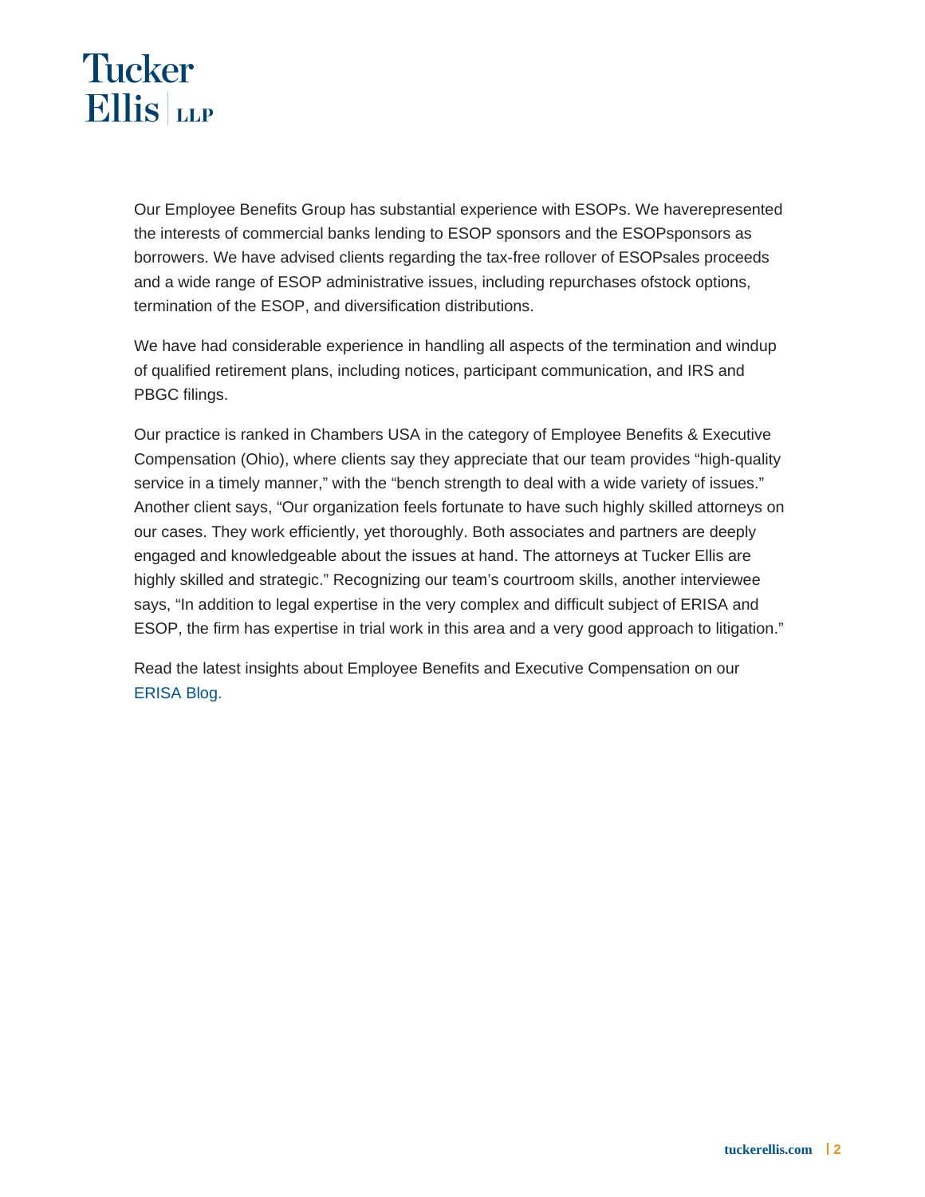Our Employee Benefits Group has substantial experience with ESOPs. We haverepresented the interests of commercial banks lending to ESOP sponsors and the ESOPsponsors as borrowers. We have advised clients regarding the tax-free rollover of ESOPsales proceeds and a wide range of ESOP administrative issues, including repurchases ofstock options, termination of the ESOP, and diversification distributions.

We have had considerable experience in handling all aspects of the termination and windup of qualified retirement plans, including notices, participant communication, and IRS and PBGC filings.

Our practice is ranked in Chambers USA in the category of Employee Benefits & Executive Compensation (Ohio), where clients say they appreciate that our team provides "high-quality service in a timely manner," with the "bench strength to deal with a wide variety of issues." Another client says, "Our organization feels fortunate to have such highly skilled attorneys on our cases. They work efficiently, yet thoroughly. Both associates and partners are deeply engaged and knowledgeable about the issues at hand. The attorneys at Tucker Ellis are highly skilled and strategic." Recognizing our team's courtroom skills, another interviewee says, "In addition to legal expertise in the very complex and difficult subject of ERISA and ESOP, the firm has expertise in trial work in this area and a very good approach to litigation."

Read the latest insights about Employee Benefits and Executive Compensation on our ERISA Blog.